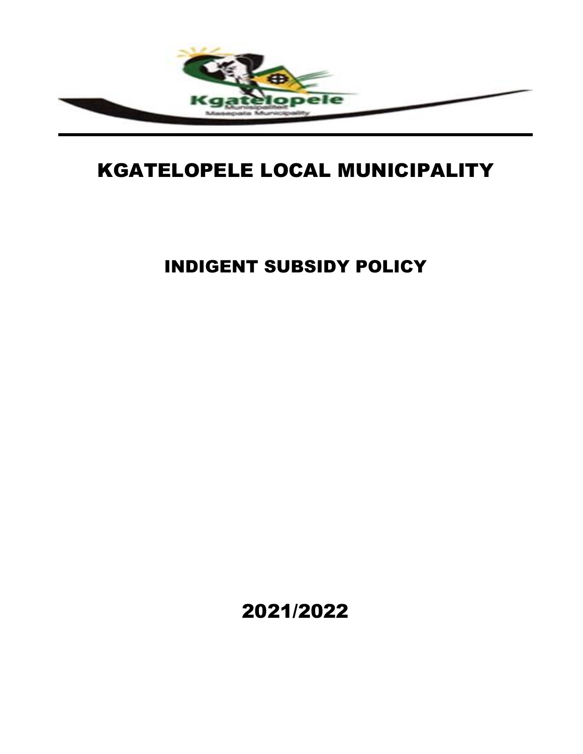# KGATELOPELE LOCAL MUNICIPALITY

## INDIGENT SUBSIDY POLICY

2021/2022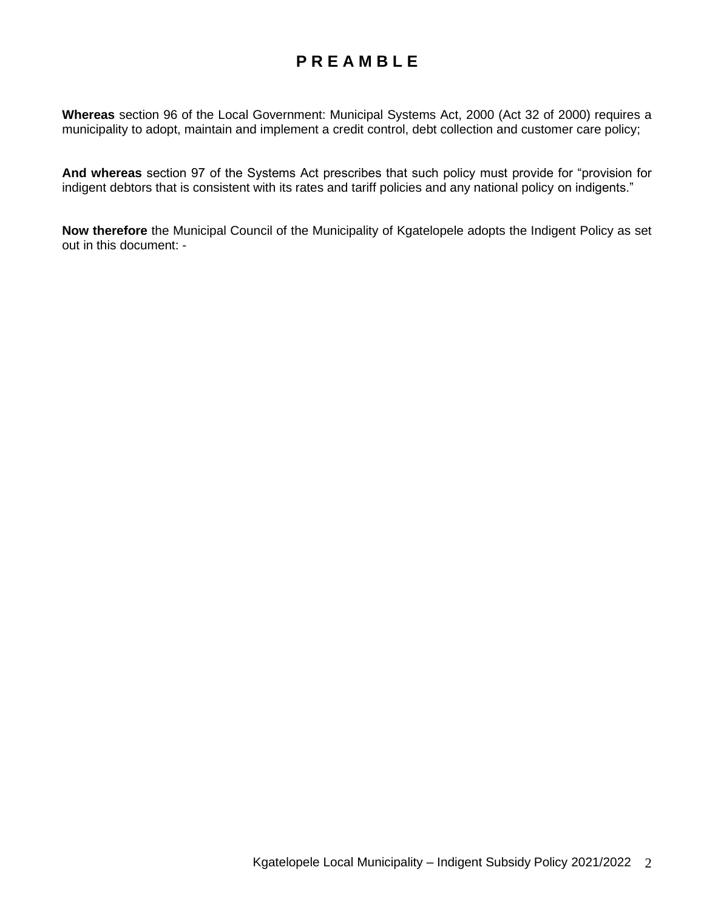# PREAMBLE

**Whereas** section 96 of the Local Government: Municipal Systems Act, 2000 (Act 32 of 2000) requires a municipality to adopt, maintain and implement a credit control, debt collection and customer care policy;

**And whereas** section 97 of the Systems Act prescribes that such policy must provide for "provision for indigent debtors that is consistent with its rates and tariff policies and any national policy on indigents."

**Now therefore** the Municipal Council of the Municipality of Kgatelopele adopts the Indigent Policy as set out in this document: -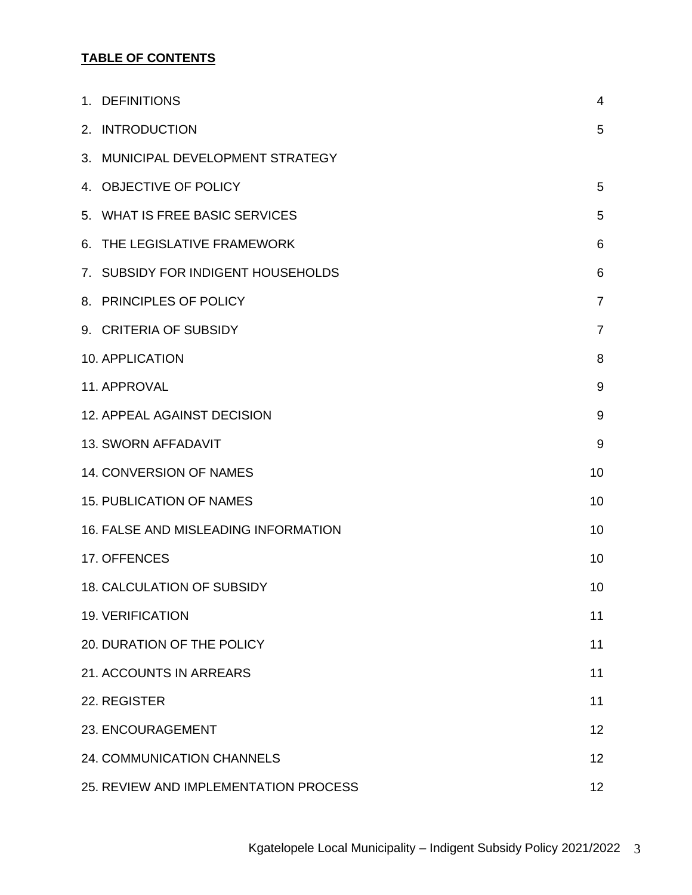**TABLE OF CONTENTS**

| | |
|---|---|
| 1. DEFINITIONS | 4 |
| 2. INTRODUCTION | 5 |
| 3. MUNICIPAL DEVELOPMENT STRATEGY | |
| 4. OBJECTIVE OF POLICY | 5 |
| 5. WHAT IS FREE BASIC SERVICES | 5 |
| 6. THE LEGISLATIVE FRAMEWORK | 6 |
| 7. SUBSIDY FOR INDIGENT HOUSEHOLDS | 6 |
| 8. PRINCIPLES OF POLICY | 7 |
| 9. CRITERIA OF SUBSIDY | 7 |
| 10. APPLICATION | 8 |
| 11. APPROVAL | 9 |
| 12. APPEAL AGAINST DECISION | 9 |
| 13. SWORN AFFADAVIT | 9 |
| 14. CONVERSION OF NAMES | 10 |
| 15. PUBLICATION OF NAMES | 10 |
| 16. FALSE AND MISLEADING INFORMATION | 10 |
| 17. OFFENCES | 10 |
| 18. CALCULATION OF SUBSIDY | 10 |
| 19. VERIFICATION | 11 |
| 20. DURATION OF THE POLICY | 11 |
| 21. ACCOUNTS IN ARREARS | 11 |
| 22. REGISTER | 11 |
| 23. ENCOURAGEMENT | 12 |
| 24. COMMUNICATION CHANNELS | 12 |
| 25. REVIEW AND IMPLEMENTATION PROCESS | 12 |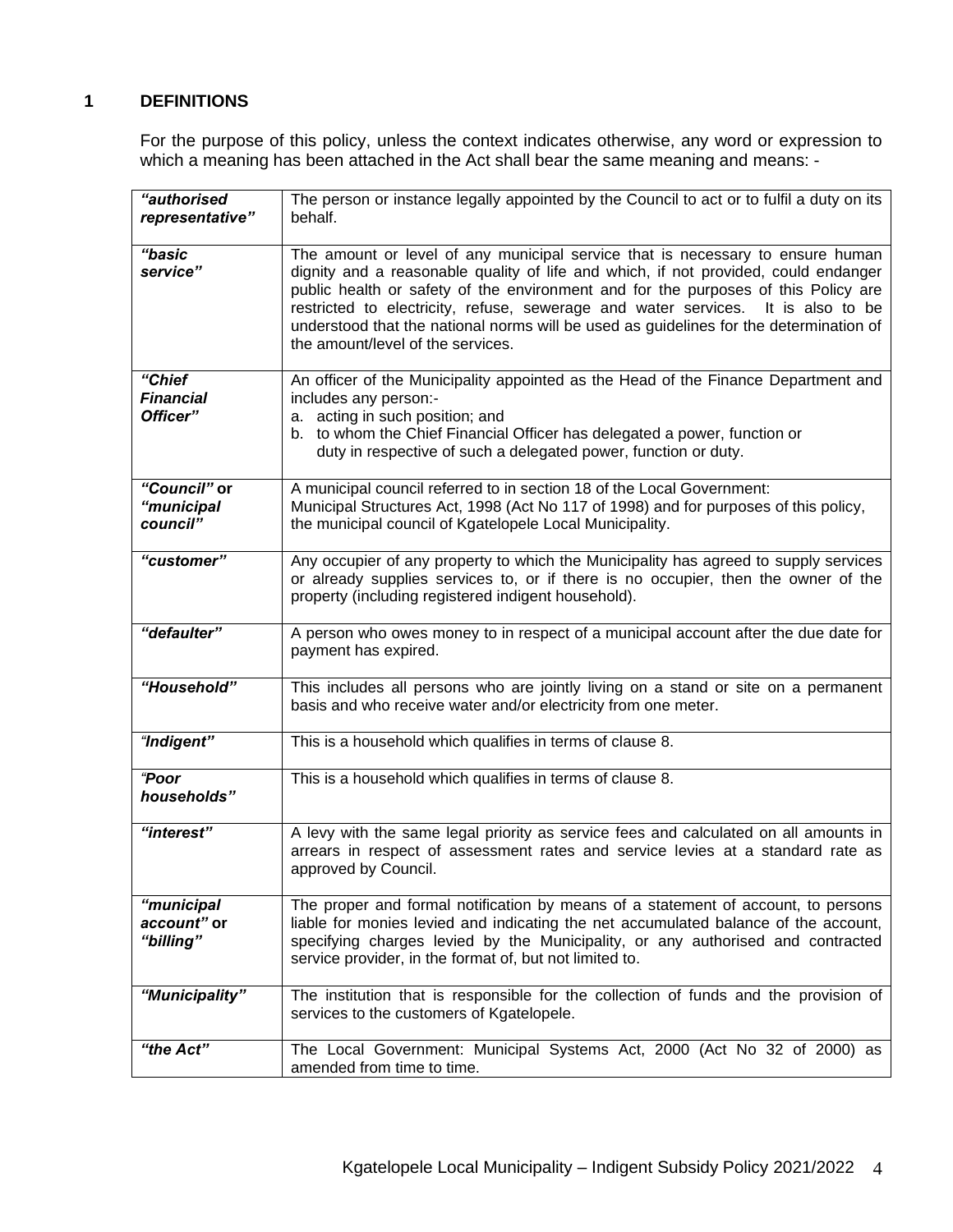## 1 DEFINITIONS

For the purpose of this policy, unless the context indicates otherwise, any word or expression to which a meaning has been attached in the Act shall bear the same meaning and means: -

| Term | Definition |
|---|---|
| ***"authorised representative"*** | The person or instance legally appointed by the Council to act or to fulfil a duty on its behalf. |
| ***"basic service"*** | The amount or level of any municipal service that is necessary to ensure human dignity and a reasonable quality of life and which, if not provided, could endanger public health or safety of the environment and for the purposes of this Policy are restricted to electricity, refuse, sewerage and water services. It is also to be understood that the national norms will be used as guidelines for the determination of the amount/level of the services. |
| ***"Chief Financial Officer"*** | An officer of the Municipality appointed as the Head of the Finance Department and includes any person:- a. acting in such position; and b. to whom the Chief Financial Officer has delegated a power, function or duty in respective of such a delegated power, function or duty. |
| ***"Council"*** or ***"municipal council"*** | A municipal council referred to in section 18 of the Local Government: Municipal Structures Act, 1998 (Act No 117 of 1998) and for purposes of this policy, the municipal council of Kgatelopele Local Municipality. |
| ***"customer"*** | Any occupier of any property to which the Municipality has agreed to supply services or already supplies services to, or if there is no occupier, then the owner of the property (including registered indigent household). |
| ***"defaulter"*** | A person who owes money to in respect of a municipal account after the due date for payment has expired. |
| ***"Household"*** | This includes all persons who are jointly living on a stand or site on a permanent basis and who receive water and/or electricity from one meter. |
| ***"Indigent"*** | This is a household which qualifies in terms of clause 8. |
| ***"Poor households"*** | This is a household which qualifies in terms of clause 8. |
| ***"interest"*** | A levy with the same legal priority as service fees and calculated on all amounts in arrears in respect of assessment rates and service levies at a standard rate as approved by Council. |
| ***"municipal account"*** or ***"billing"*** | The proper and formal notification by means of a statement of account, to persons liable for monies levied and indicating the net accumulated balance of the account, specifying charges levied by the Municipality, or any authorised and contracted service provider, in the format of, but not limited to. |
| ***"Municipality"*** | The institution that is responsible for the collection of funds and the provision of services to the customers of Kgatelopele. |
| ***"the Act"*** | The Local Government: Municipal Systems Act, 2000 (Act No 32 of 2000) as amended from time to time. |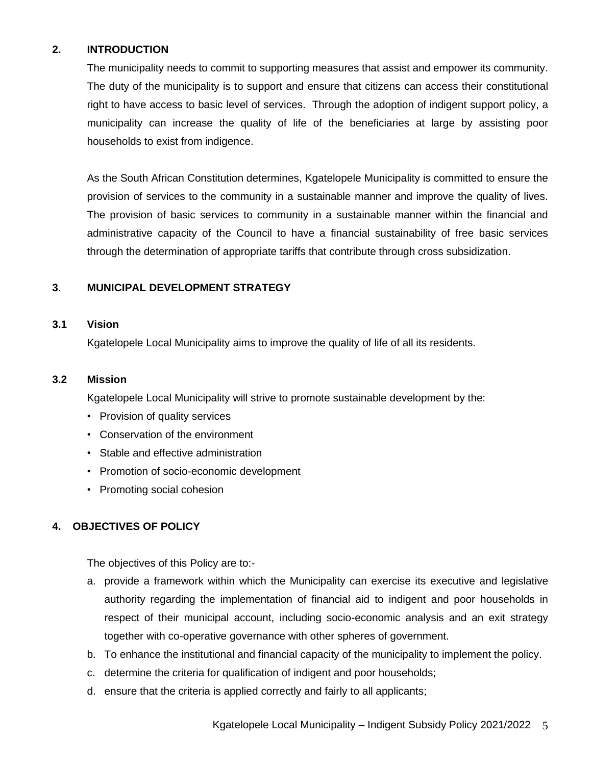## 2. INTRODUCTION

The municipality needs to commit to supporting measures that assist and empower its community. The duty of the municipality is to support and ensure that citizens can access their constitutional right to have access to basic level of services. Through the adoption of indigent support policy, a municipality can increase the quality of life of the beneficiaries at large by assisting poor households to exist from indigence.

As the South African Constitution determines, Kgatelopele Municipality is committed to ensure the provision of services to the community in a sustainable manner and improve the quality of lives. The provision of basic services to community in a sustainable manner within the financial and administrative capacity of the Council to have a financial sustainability of free basic services through the determination of appropriate tariffs that contribute through cross subsidization.

## 3. MUNICIPAL DEVELOPMENT STRATEGY

### 3.1 Vision

Kgatelopele Local Municipality aims to improve the quality of life of all its residents.

### 3.2 Mission

Kgatelopele Local Municipality will strive to promote sustainable development by the:

- Provision of quality services
- Conservation of the environment
- Stable and effective administration
- Promotion of socio-economic development
- Promoting social cohesion

## 4. OBJECTIVES OF POLICY

The objectives of this Policy are to:-

a. provide a framework within which the Municipality can exercise its executive and legislative authority regarding the implementation of financial aid to indigent and poor households in respect of their municipal account, including socio-economic analysis and an exit strategy together with co-operative governance with other spheres of government.
b. To enhance the institutional and financial capacity of the municipality to implement the policy.
c. determine the criteria for qualification of indigent and poor households;
d. ensure that the criteria is applied correctly and fairly to all applicants;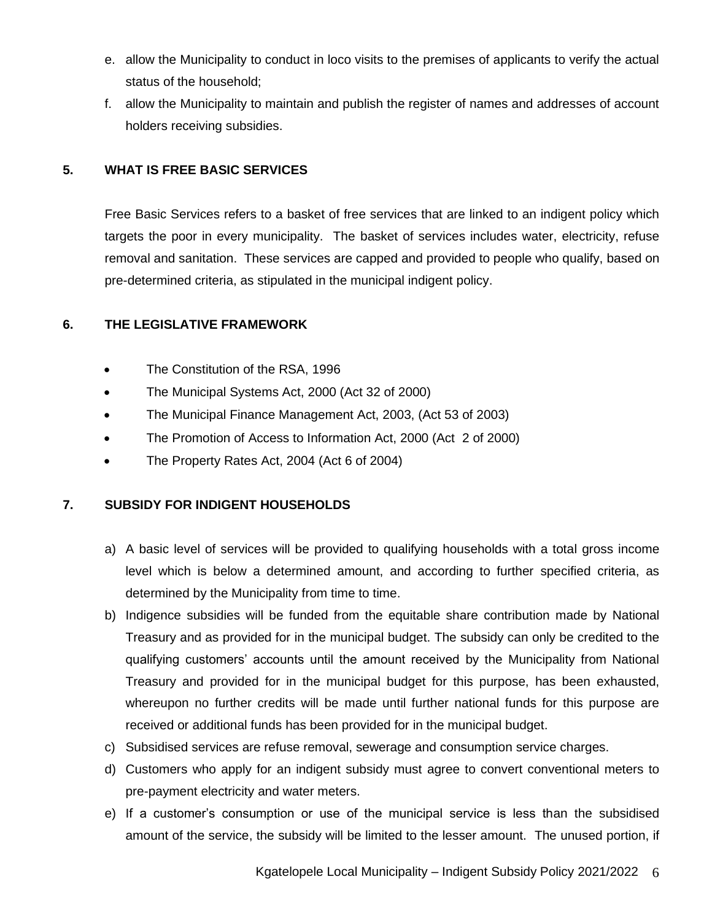e. allow the Municipality to conduct in loco visits to the premises of applicants to verify the actual status of the household;
f. allow the Municipality to maintain and publish the register of names and addresses of account holders receiving subsidies.

## 5. WHAT IS FREE BASIC SERVICES

Free Basic Services refers to a basket of free services that are linked to an indigent policy which targets the poor in every municipality. The basket of services includes water, electricity, refuse removal and sanitation. These services are capped and provided to people who qualify, based on pre-determined criteria, as stipulated in the municipal indigent policy.

## 6. THE LEGISLATIVE FRAMEWORK

- The Constitution of the RSA, 1996
- The Municipal Systems Act, 2000 (Act 32 of 2000)
- The Municipal Finance Management Act, 2003, (Act 53 of 2003)
- The Promotion of Access to Information Act, 2000 (Act 2 of 2000)
- The Property Rates Act, 2004 (Act 6 of 2004)

## 7. SUBSIDY FOR INDIGENT HOUSEHOLDS

a) A basic level of services will be provided to qualifying households with a total gross income level which is below a determined amount, and according to further specified criteria, as determined by the Municipality from time to time.
b) Indigence subsidies will be funded from the equitable share contribution made by National Treasury and as provided for in the municipal budget. The subsidy can only be credited to the qualifying customers' accounts until the amount received by the Municipality from National Treasury and provided for in the municipal budget for this purpose, has been exhausted, whereupon no further credits will be made until further national funds for this purpose are received or additional funds has been provided for in the municipal budget.
c) Subsidised services are refuse removal, sewerage and consumption service charges.
d) Customers who apply for an indigent subsidy must agree to convert conventional meters to pre-payment electricity and water meters.
e) If a customer's consumption or use of the municipal service is less than the subsidised amount of the service, the subsidy will be limited to the lesser amount. The unused portion, if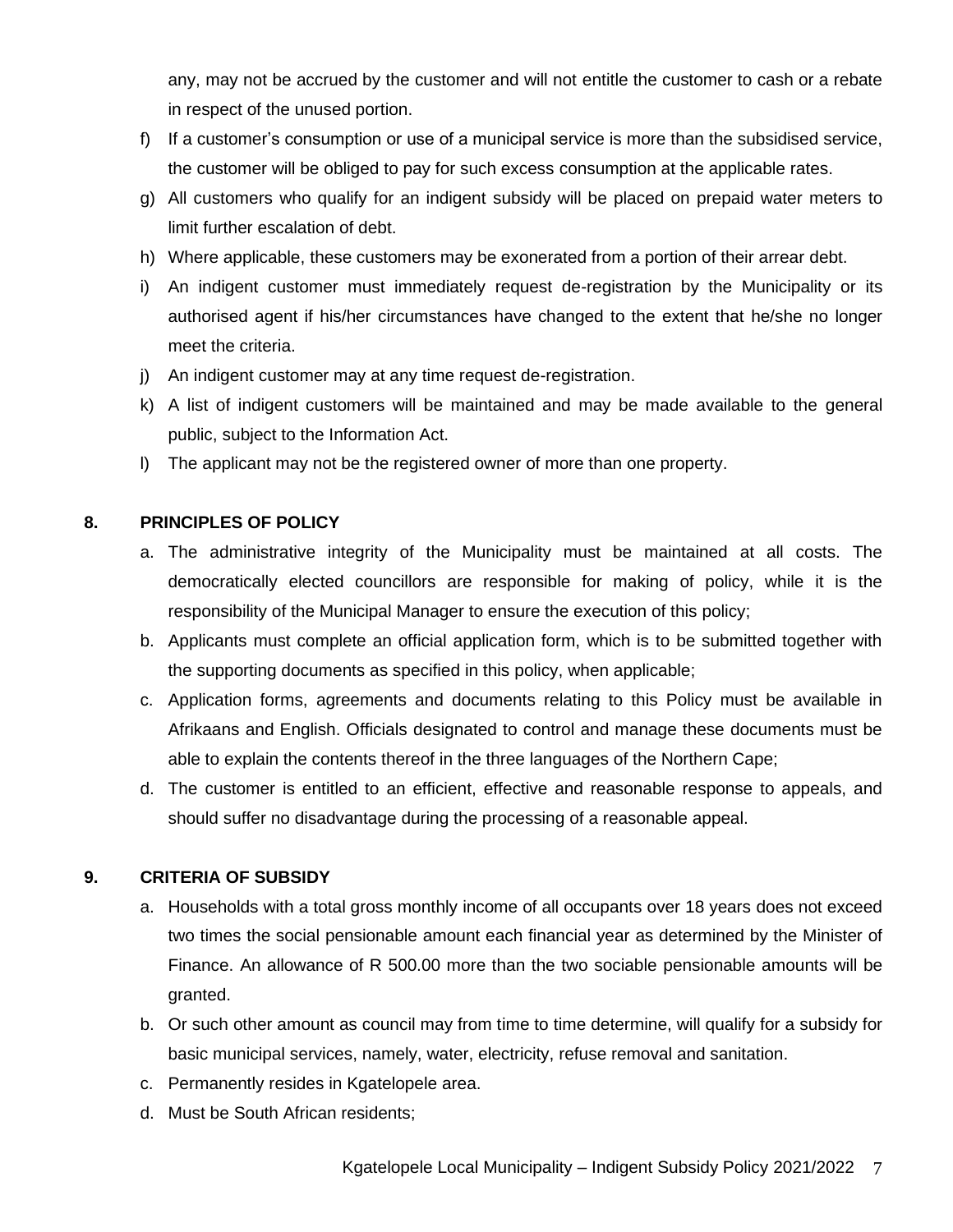any, may not be accrued by the customer and will not entitle the customer to cash or a rebate in respect of the unused portion.

f) If a customer's consumption or use of a municipal service is more than the subsidised service, the customer will be obliged to pay for such excess consumption at the applicable rates.

g) All customers who qualify for an indigent subsidy will be placed on prepaid water meters to limit further escalation of debt.

h) Where applicable, these customers may be exonerated from a portion of their arrear debt.

i) An indigent customer must immediately request de-registration by the Municipality or its authorised agent if his/her circumstances have changed to the extent that he/she no longer meet the criteria.

j) An indigent customer may at any time request de-registration.

k) A list of indigent customers will be maintained and may be made available to the general public, subject to the Information Act.

l) The applicant may not be the registered owner of more than one property.

## 8. PRINCIPLES OF POLICY

a. The administrative integrity of the Municipality must be maintained at all costs. The democratically elected councillors are responsible for making of policy, while it is the responsibility of the Municipal Manager to ensure the execution of this policy;

b. Applicants must complete an official application form, which is to be submitted together with the supporting documents as specified in this policy, when applicable;

c. Application forms, agreements and documents relating to this Policy must be available in Afrikaans and English. Officials designated to control and manage these documents must be able to explain the contents thereof in the three languages of the Northern Cape;

d. The customer is entitled to an efficient, effective and reasonable response to appeals, and should suffer no disadvantage during the processing of a reasonable appeal.

## 9. CRITERIA OF SUBSIDY

a. Households with a total gross monthly income of all occupants over 18 years does not exceed two times the social pensionable amount each financial year as determined by the Minister of Finance. An allowance of R 500.00 more than the two sociable pensionable amounts will be granted.

b. Or such other amount as council may from time to time determine, will qualify for a subsidy for basic municipal services, namely, water, electricity, refuse removal and sanitation.

c. Permanently resides in Kgatelopele area.

d. Must be South African residents;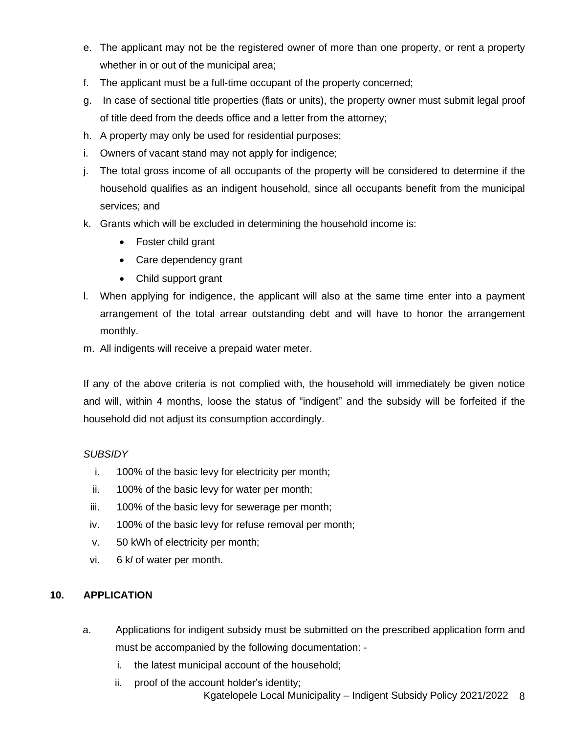e. The applicant may not be the registered owner of more than one property, or rent a property whether in or out of the municipal area;
f. The applicant must be a full-time occupant of the property concerned;
g. In case of sectional title properties (flats or units), the property owner must submit legal proof of title deed from the deeds office and a letter from the attorney;
h. A property may only be used for residential purposes;
i. Owners of vacant stand may not apply for indigence;
j. The total gross income of all occupants of the property will be considered to determine if the household qualifies as an indigent household, since all occupants benefit from the municipal services; and
k. Grants which will be excluded in determining the household income is:
   - Foster child grant
   - Care dependency grant
   - Child support grant
l. When applying for indigence, the applicant will also at the same time enter into a payment arrangement of the total arrear outstanding debt and will have to honor the arrangement monthly.
m. All indigents will receive a prepaid water meter.

If any of the above criteria is not complied with, the household will immediately be given notice and will, within 4 months, loose the status of "indigent" and the subsidy will be forfeited if the household did not adjust its consumption accordingly.

*SUBSIDY*

i. 100% of the basic levy for electricity per month;
ii. 100% of the basic levy for water per month;
iii. 100% of the basic levy for sewerage per month;
iv. 100% of the basic levy for refuse removal per month;
v. 50 kWh of electricity per month;
vi. 6 k*l* of water per month.

## 10. APPLICATION

a. Applications for indigent subsidy must be submitted on the prescribed application form and must be accompanied by the following documentation: -
   i. the latest municipal account of the household;
   ii. proof of the account holder's identity;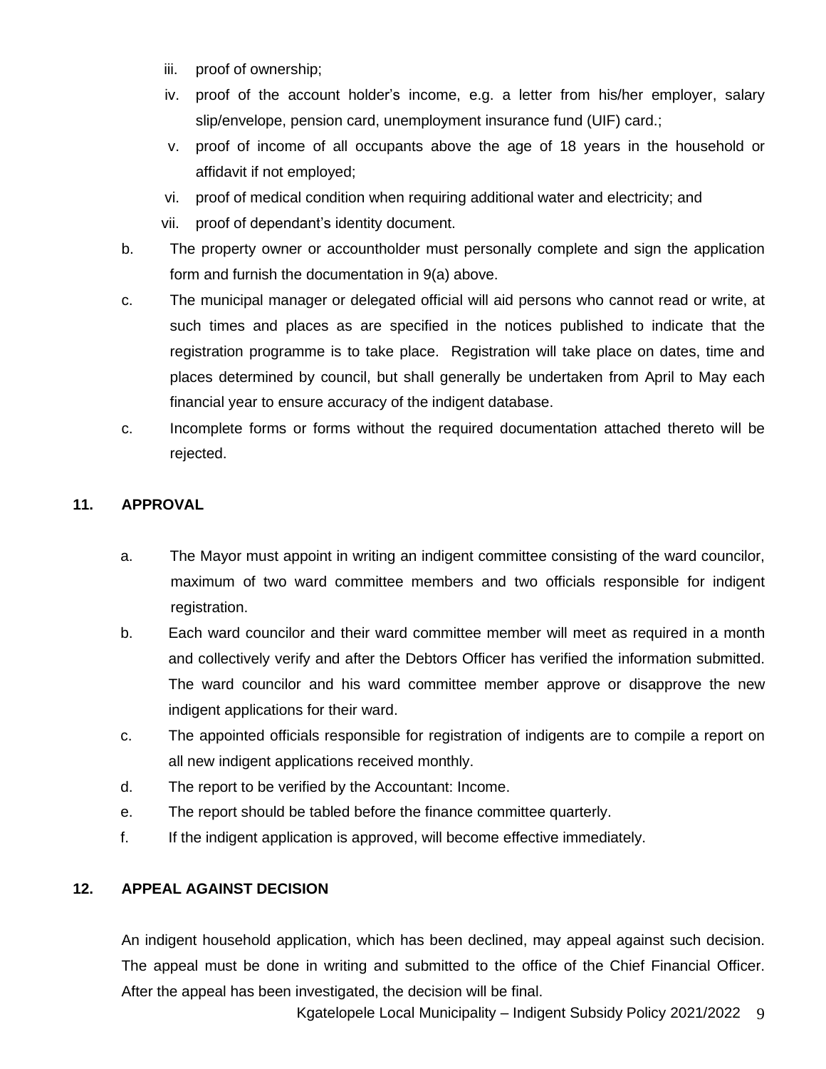iii. proof of ownership;
  iv. proof of the account holder's income, e.g. a letter from his/her employer, salary slip/envelope, pension card, unemployment insurance fund (UIF) card.;
  v. proof of income of all occupants above the age of 18 years in the household or affidavit if not employed;
  vi. proof of medical condition when requiring additional water and electricity; and
  vii. proof of dependant's identity document.

b. The property owner or accountholder must personally complete and sign the application form and furnish the documentation in 9(a) above.

c. The municipal manager or delegated official will aid persons who cannot read or write, at such times and places as are specified in the notices published to indicate that the registration programme is to take place. Registration will take place on dates, time and places determined by council, but shall generally be undertaken from April to May each financial year to ensure accuracy of the indigent database.

c. Incomplete forms or forms without the required documentation attached thereto will be rejected.

## 11. APPROVAL

a. The Mayor must appoint in writing an indigent committee consisting of the ward councilor, maximum of two ward committee members and two officials responsible for indigent registration.

b. Each ward councilor and their ward committee member will meet as required in a month and collectively verify and after the Debtors Officer has verified the information submitted. The ward councilor and his ward committee member approve or disapprove the new indigent applications for their ward.

c. The appointed officials responsible for registration of indigents are to compile a report on all new indigent applications received monthly.

d. The report to be verified by the Accountant: Income.

e. The report should be tabled before the finance committee quarterly.

f. If the indigent application is approved, will become effective immediately.

## 12. APPEAL AGAINST DECISION

An indigent household application, which has been declined, may appeal against such decision. The appeal must be done in writing and submitted to the office of the Chief Financial Officer. After the appeal has been investigated, the decision will be final.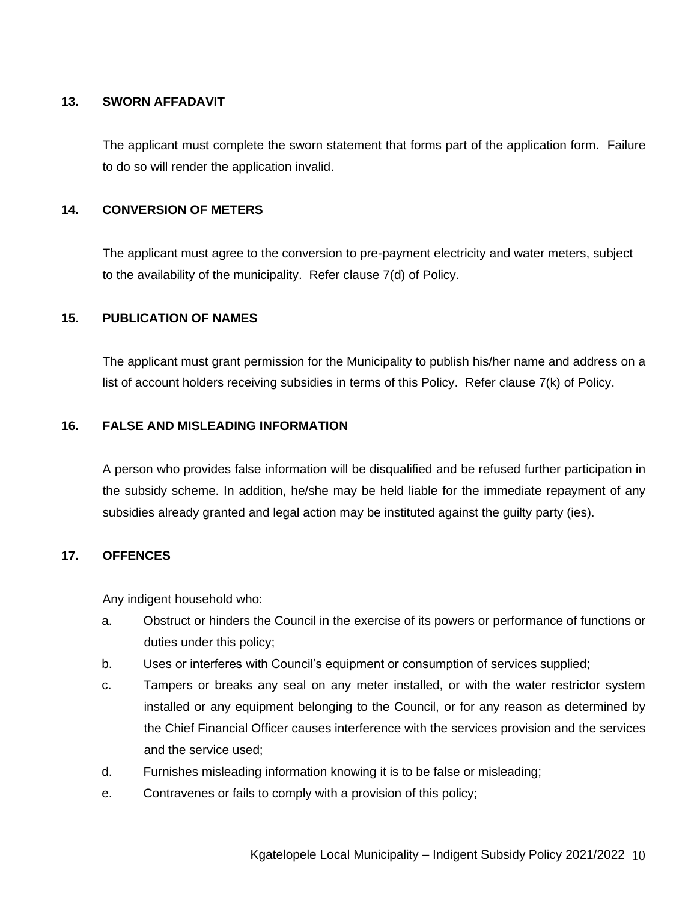**13. SWORN AFFADAVIT**

The applicant must complete the sworn statement that forms part of the application form. Failure to do so will render the application invalid.

**14. CONVERSION OF METERS**

The applicant must agree to the conversion to pre-payment electricity and water meters, subject to the availability of the municipality. Refer clause 7(d) of Policy.

**15. PUBLICATION OF NAMES**

The applicant must grant permission for the Municipality to publish his/her name and address on a list of account holders receiving subsidies in terms of this Policy. Refer clause 7(k) of Policy.

**16. FALSE AND MISLEADING INFORMATION**

A person who provides false information will be disqualified and be refused further participation in the subsidy scheme. In addition, he/she may be held liable for the immediate repayment of any subsidies already granted and legal action may be instituted against the guilty party (ies).

**17. OFFENCES**

Any indigent household who:

a. Obstruct or hinders the Council in the exercise of its powers or performance of functions or duties under this policy;

b. Uses or interferes with Council's equipment or consumption of services supplied;

c. Tampers or breaks any seal on any meter installed, or with the water restrictor system installed or any equipment belonging to the Council, or for any reason as determined by the Chief Financial Officer causes interference with the services provision and the services and the service used;

d. Furnishes misleading information knowing it is to be false or misleading;

e. Contravenes or fails to comply with a provision of this policy;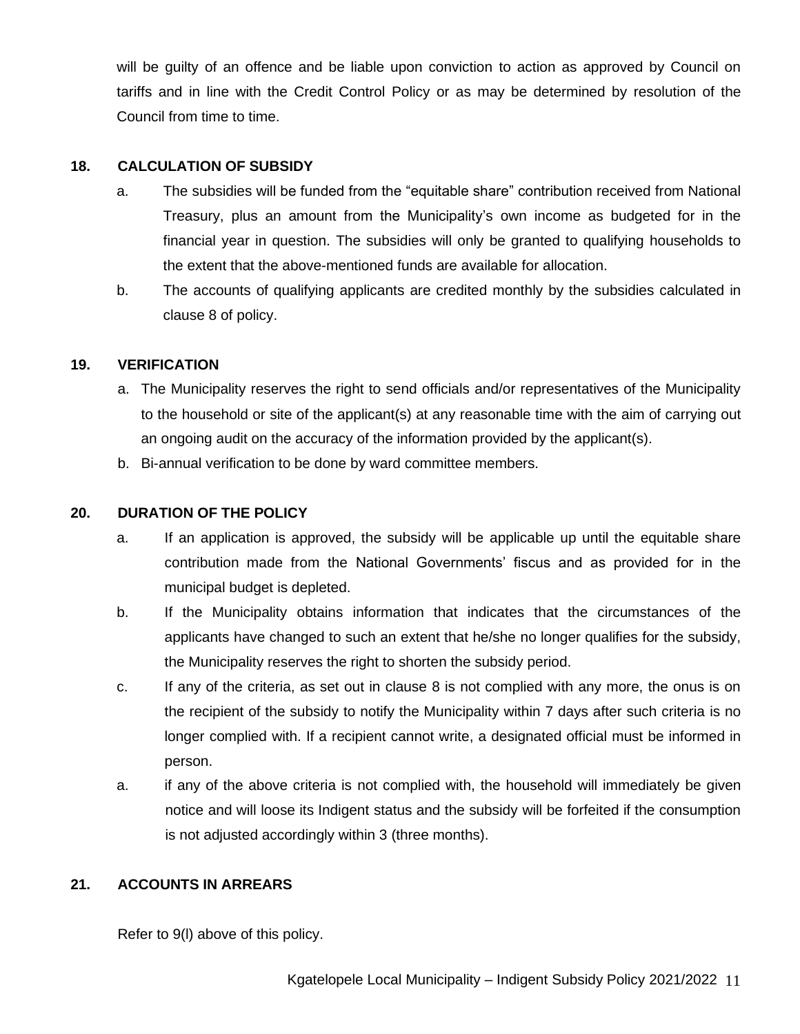will be guilty of an offence and be liable upon conviction to action as approved by Council on tariffs and in line with the Credit Control Policy or as may be determined by resolution of the Council from time to time.

## 18. CALCULATION OF SUBSIDY

a. The subsidies will be funded from the "equitable share" contribution received from National Treasury, plus an amount from the Municipality's own income as budgeted for in the financial year in question. The subsidies will only be granted to qualifying households to the extent that the above-mentioned funds are available for allocation.

b. The accounts of qualifying applicants are credited monthly by the subsidies calculated in clause 8 of policy.

## 19. VERIFICATION

a. The Municipality reserves the right to send officials and/or representatives of the Municipality to the household or site of the applicant(s) at any reasonable time with the aim of carrying out an ongoing audit on the accuracy of the information provided by the applicant(s).

b. Bi-annual verification to be done by ward committee members.

## 20. DURATION OF THE POLICY

a. If an application is approved, the subsidy will be applicable up until the equitable share contribution made from the National Governments' fiscus and as provided for in the municipal budget is depleted.

b. If the Municipality obtains information that indicates that the circumstances of the applicants have changed to such an extent that he/she no longer qualifies for the subsidy, the Municipality reserves the right to shorten the subsidy period.

c. If any of the criteria, as set out in clause 8 is not complied with any more, the onus is on the recipient of the subsidy to notify the Municipality within 7 days after such criteria is no longer complied with. If a recipient cannot write, a designated official must be informed in person.

a. if any of the above criteria is not complied with, the household will immediately be given notice and will loose its Indigent status and the subsidy will be forfeited if the consumption is not adjusted accordingly within 3 (three months).

## 21. ACCOUNTS IN ARREARS

Refer to 9(l) above of this policy.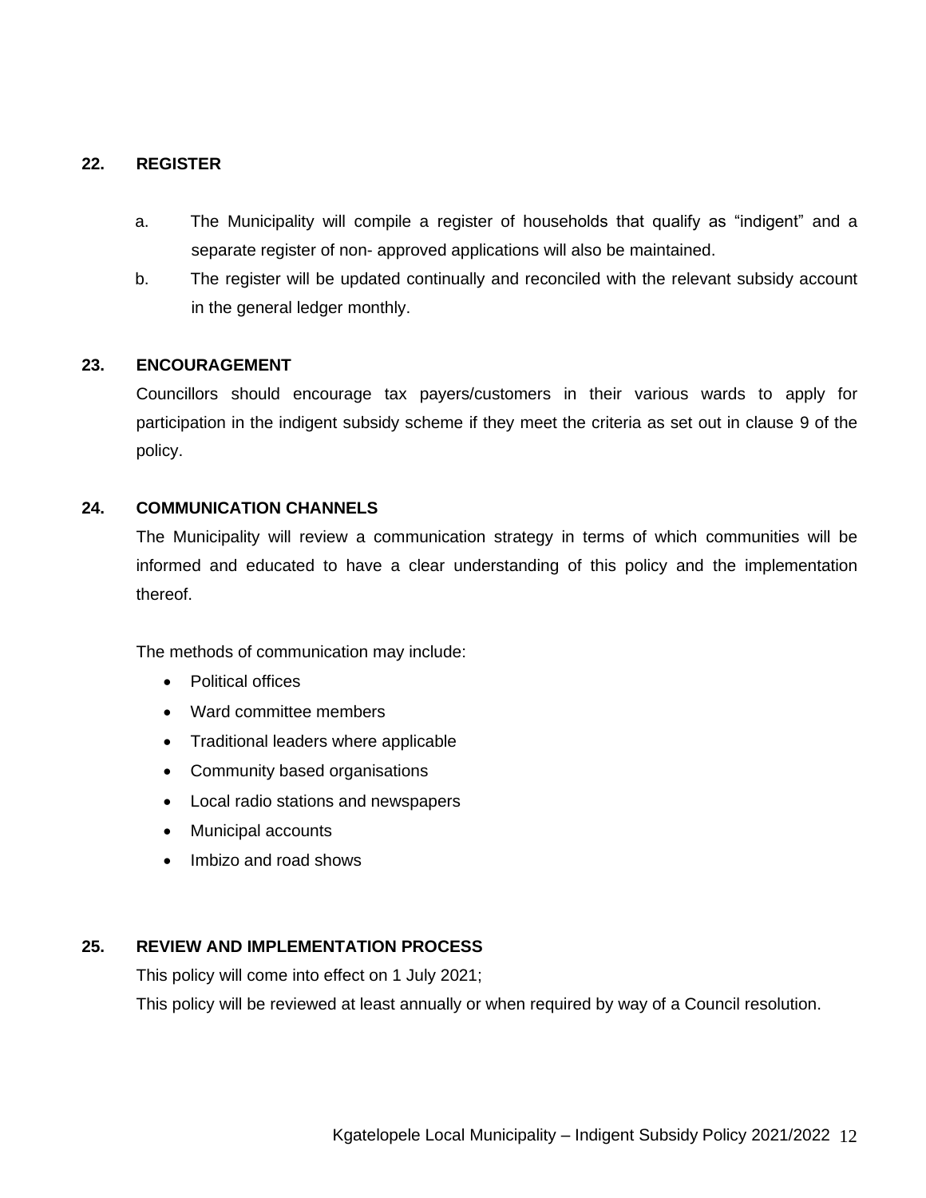## 22. REGISTER

a. The Municipality will compile a register of households that qualify as "indigent" and a separate register of non- approved applications will also be maintained.

b. The register will be updated continually and reconciled with the relevant subsidy account in the general ledger monthly.

## 23. ENCOURAGEMENT

Councillors should encourage tax payers/customers in their various wards to apply for participation in the indigent subsidy scheme if they meet the criteria as set out in clause 9 of the policy.

## 24. COMMUNICATION CHANNELS

The Municipality will review a communication strategy in terms of which communities will be informed and educated to have a clear understanding of this policy and the implementation thereof.

The methods of communication may include:

- Political offices
- Ward committee members
- Traditional leaders where applicable
- Community based organisations
- Local radio stations and newspapers
- Municipal accounts
- Imbizo and road shows

## 25. REVIEW AND IMPLEMENTATION PROCESS

This policy will come into effect on 1 July 2021;

This policy will be reviewed at least annually or when required by way of a Council resolution.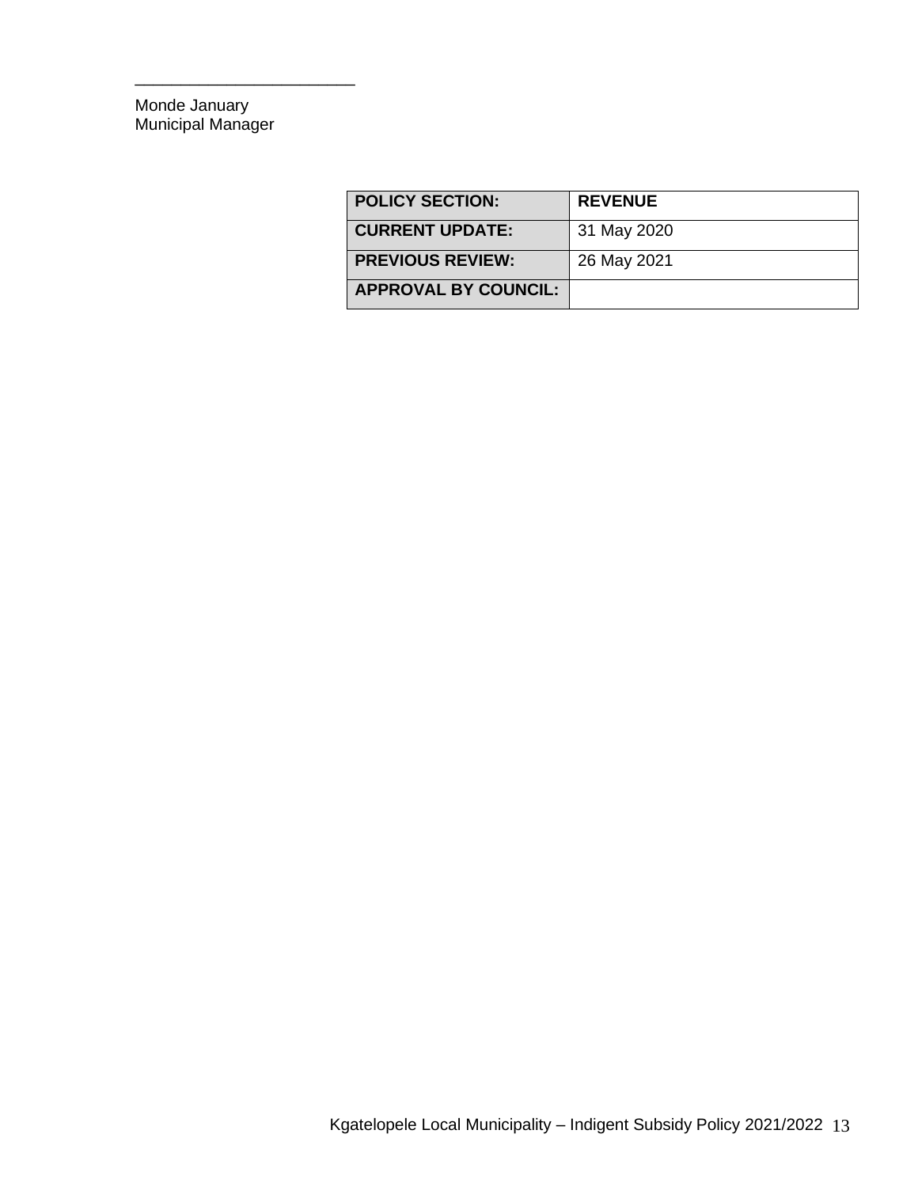________________________

Monde January
Municipal Manager

| | |
|---|---|
| **POLICY SECTION:** | **REVENUE** |
| **CURRENT UPDATE:** | 31 May 2020 |
| **PREVIOUS REVIEW:** | 26 May 2021 |
| **APPROVAL BY COUNCIL:** | |